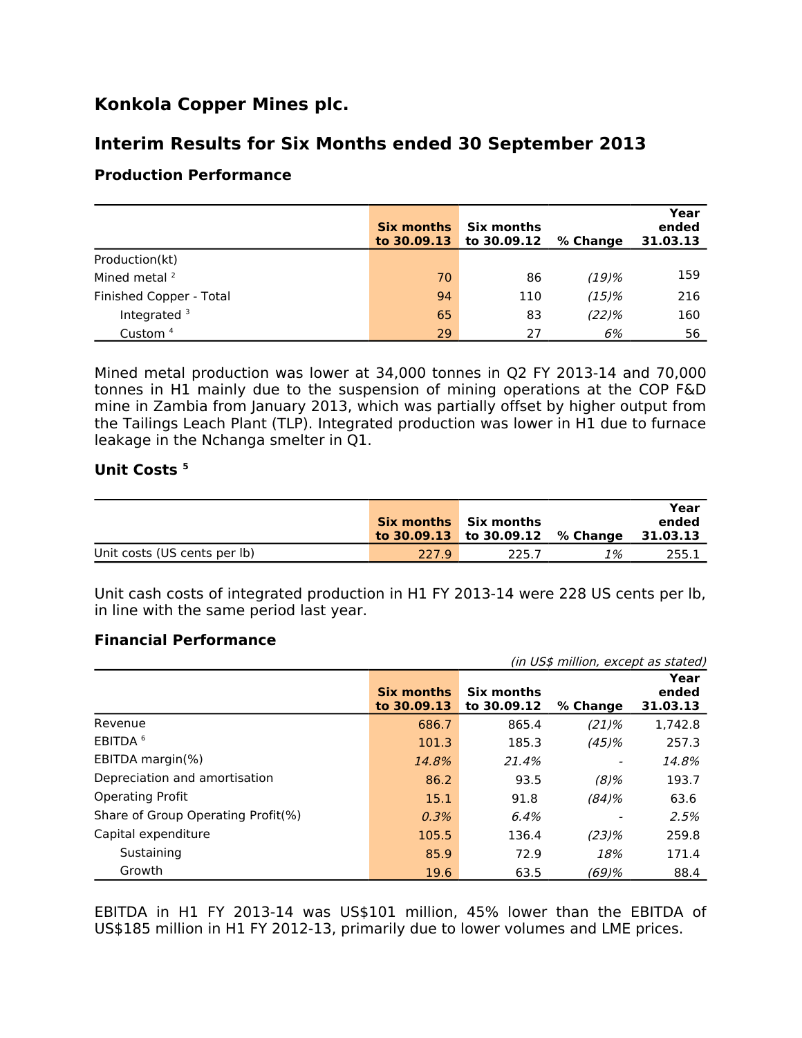# Konkola Copper Mines plc.

## Interim Results for Six Months ended 30 September 2013

### Production Performance

| | Six months to 30.09.13 | Six months to 30.09.12 | % Change | Year ended 31.03.13 |
|---|---|---|---|---|
| Production(kt) | | | | |
| Mined metal [2] | 70 | 86 | *(19)%* | 159 |
| Finished Copper - Total | 94 | 110 | *(15)%* | 216 |
| Integrated [3] | 65 | 83 | *(22)%* | 160 |
| Custom [4] | 29 | 27 | *6%* | 56 |

Mined metal production was lower at 34,000 tonnes in Q2 FY 2013-14 and 70,000 tonnes in H1 mainly due to the suspension of mining operations at the COP F&D mine in Zambia from January 2013, which was partially offset by higher output from the Tailings Leach Plant (TLP). Integrated production was lower in H1 due to furnace leakage in the Nchanga smelter in Q1.

### Unit Costs [5]

| | Six months to 30.09.13 | Six months to 30.09.12 | % Change | Year ended 31.03.13 |
|---|---|---|---|---|
| Unit costs (US cents per lb) | 227.9 | 225.7 | *1%* | 255.1 |

Unit cash costs of integrated production in H1 FY 2013-14 were 228 US cents per lb, in line with the same period last year.

### Financial Performance

*(in US$ million, except as stated)*

| | Six months to 30.09.13 | Six months to 30.09.12 | % Change | Year ended 31.03.13 |
|---|---|---|---|---|
| Revenue | 686.7 | 865.4 | *(21)%* | 1,742.8 |
| EBITDA [6] | 101.3 | 185.3 | *(45)%* | 257.3 |
| EBITDA margin(%) | *14.8%* | *21.4%* | - | *14.8%* |
| Depreciation and amortisation | 86.2 | 93.5 | *(8)%* | 193.7 |
| Operating Profit | 15.1 | 91.8 | *(84)%* | 63.6 |
| Share of Group Operating Profit(%) | *0.3%* | *6.4%* | - | *2.5%* |
| Capital expenditure | 105.5 | 136.4 | *(23)%* | 259.8 |
| Sustaining | 85.9 | 72.9 | *18%* | 171.4 |
| Growth | 19.6 | 63.5 | *(69)%* | 88.4 |

EBITDA in H1 FY 2013-14 was US$101 million, 45% lower than the EBITDA of US$185 million in H1 FY 2012-13, primarily due to lower volumes and LME prices.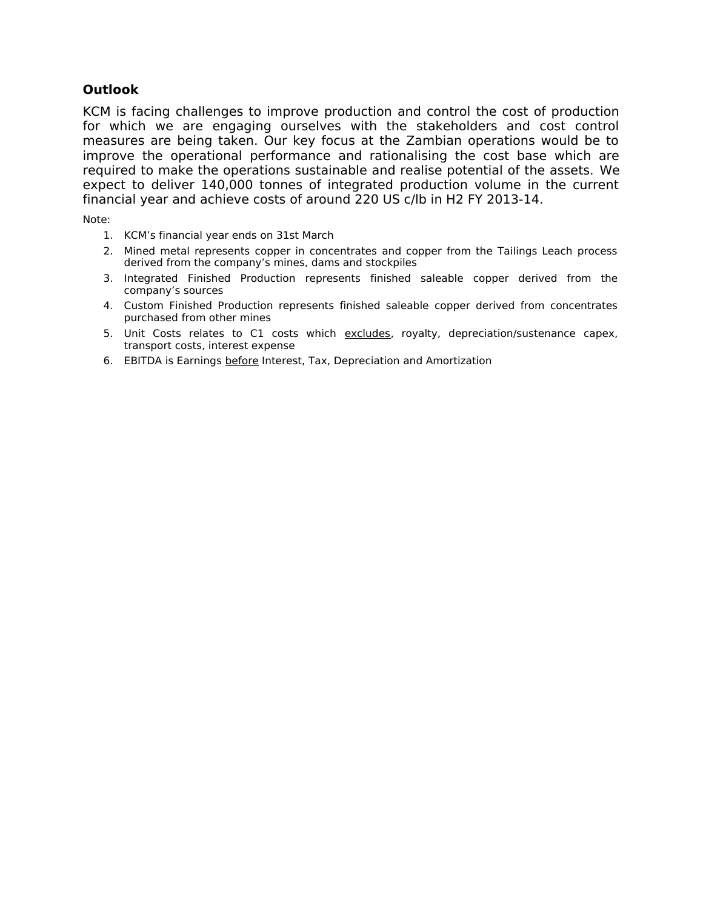**Outlook**

KCM is facing challenges to improve production and control the cost of production for which we are engaging ourselves with the stakeholders and cost control measures are being taken. Our key focus at the Zambian operations would be to improve the operational performance and rationalising the cost base which are required to make the operations sustainable and realise potential of the assets. We expect to deliver 140,000 tonnes of integrated production volume in the current financial year and achieve costs of around 220 US c/lb in H2 FY 2013-14.

Note:

1. KCM's financial year ends on 31st March
2. Mined metal represents copper in concentrates and copper from the Tailings Leach process derived from the company's mines, dams and stockpiles
3. Integrated Finished Production represents finished saleable copper derived from the company's sources
4. Custom Finished Production represents finished saleable copper derived from concentrates purchased from other mines
5. Unit Costs relates to C1 costs which excludes, royalty, depreciation/sustenance capex, transport costs, interest expense
6. EBITDA is Earnings before Interest, Tax, Depreciation and Amortization